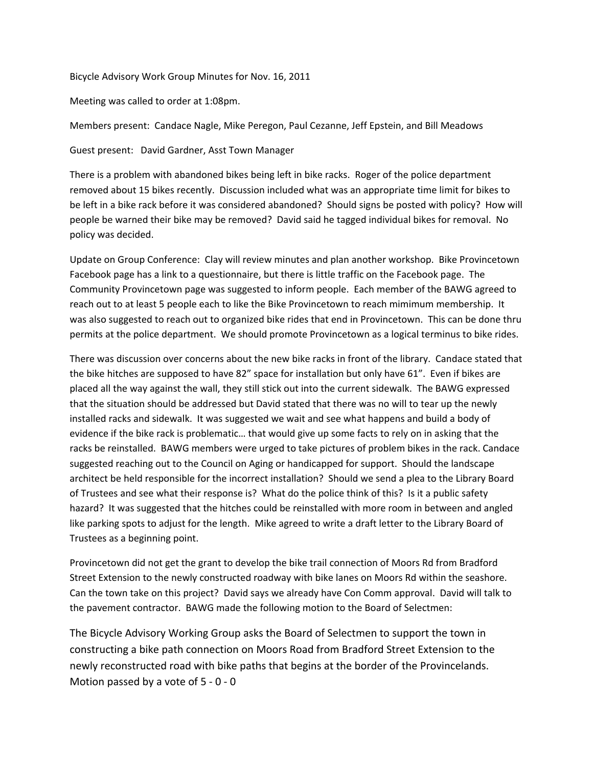Bicycle Advisory Work Group Minutes for Nov. 16, 2011

Meeting was called to order at 1:08pm.

Members present: Candace Nagle, Mike Peregon, Paul Cezanne, Jeff Epstein, and Bill Meadows

Guest present: David Gardner, Asst Town Manager

There is a problem with abandoned bikes being left in bike racks. Roger of the police department removed about 15 bikes recently. Discussion included what was an appropriate time limit for bikes to be left in a bike rack before it was considered abandoned? Should signs be posted with policy? How will people be warned their bike may be removed? David said he tagged individual bikes for removal. No policy was decided.

Update on Group Conference: Clay will review minutes and plan another workshop. Bike Provincetown Facebook page has a link to a questionnaire, but there is little traffic on the Facebook page. The Community Provincetown page was suggested to inform people. Each member of the BAWG agreed to reach out to at least 5 people each to like the Bike Provincetown to reach mimimum membership. It was also suggested to reach out to organized bike rides that end in Provincetown. This can be done thru permits at the police department. We should promote Provincetown as a logical terminus to bike rides.

There was discussion over concerns about the new bike racks in front of the library. Candace stated that the bike hitches are supposed to have 82" space for installation but only have 61". Even if bikes are placed all the way against the wall, they still stick out into the current sidewalk. The BAWG expressed that the situation should be addressed but David stated that there was no will to tear up the newly installed racks and sidewalk. It was suggested we wait and see what happens and build a body of evidence if the bike rack is problematic… that would give up some facts to rely on in asking that the racks be reinstalled. BAWG members were urged to take pictures of problem bikes in the rack. Candace suggested reaching out to the Council on Aging or handicapped for support. Should the landscape architect be held responsible for the incorrect installation? Should we send a plea to the Library Board of Trustees and see what their response is? What do the police think of this? Is it a public safety hazard? It was suggested that the hitches could be reinstalled with more room in between and angled like parking spots to adjust for the length. Mike agreed to write a draft letter to the Library Board of Trustees as a beginning point.

Provincetown did not get the grant to develop the bike trail connection of Moors Rd from Bradford Street Extension to the newly constructed roadway with bike lanes on Moors Rd within the seashore. Can the town take on this project? David says we already have Con Comm approval. David will talk to the pavement contractor. BAWG made the following motion to the Board of Selectmen:

The Bicycle Advisory Working Group asks the Board of Selectmen to support the town in constructing a bike path connection on Moors Road from Bradford Street Extension to the newly reconstructed road with bike paths that begins at the border of the Provincelands. Motion passed by a vote of 5 - 0 - 0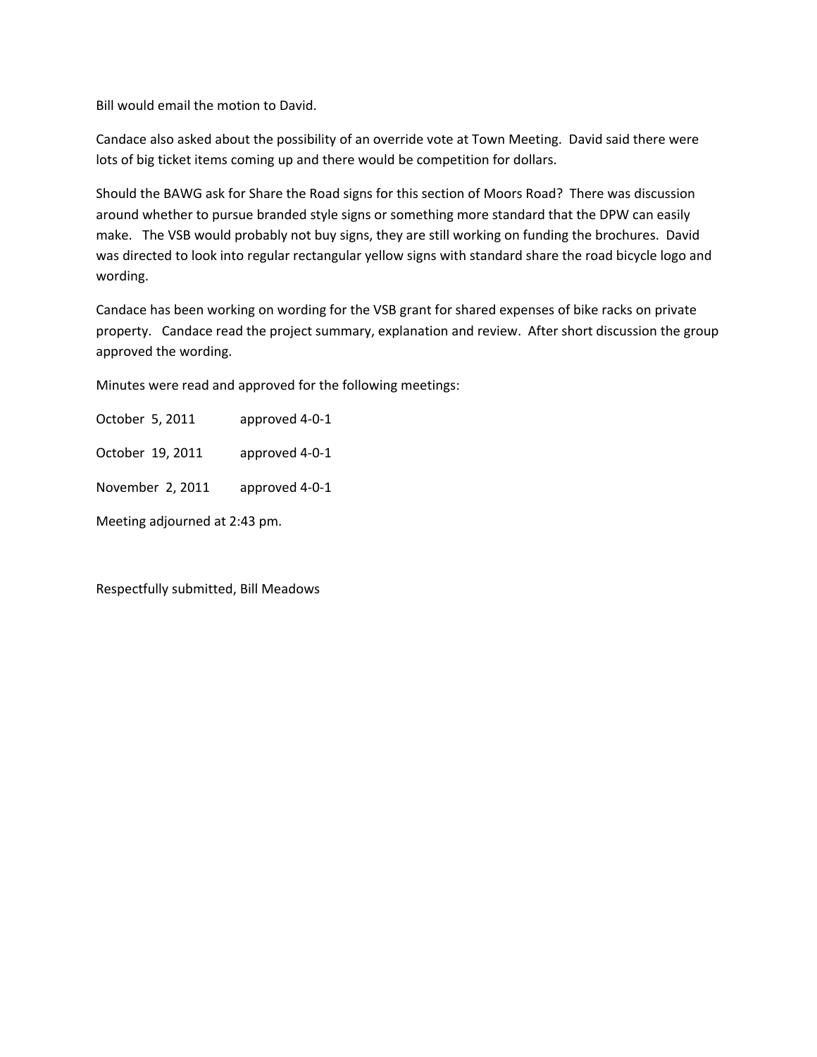Bill would email the motion to David.

Candace also asked about the possibility of an override vote at Town Meeting. David said there were lots of big ticket items coming up and there would be competition for dollars.

Should the BAWG ask for Share the Road signs for this section of Moors Road? There was discussion around whether to pursue branded style signs or something more standard that the DPW can easily make. The VSB would probably not buy signs, they are still working on funding the brochures. David was directed to look into regular rectangular yellow signs with standard share the road bicycle logo and wording.

Candace has been working on wording for the VSB grant for shared expenses of bike racks on private property. Candace read the project summary, explanation and review. After short discussion the group approved the wording.

Minutes were read and approved for the following meetings:

| | |
|---|---|
| October 5, 2011 | approved 4-0-1 |
| October 19, 2011 | approved 4-0-1 |
| November 2, 2011 | approved 4-0-1 |

Meeting adjourned at 2:43 pm.

Respectfully submitted, Bill Meadows